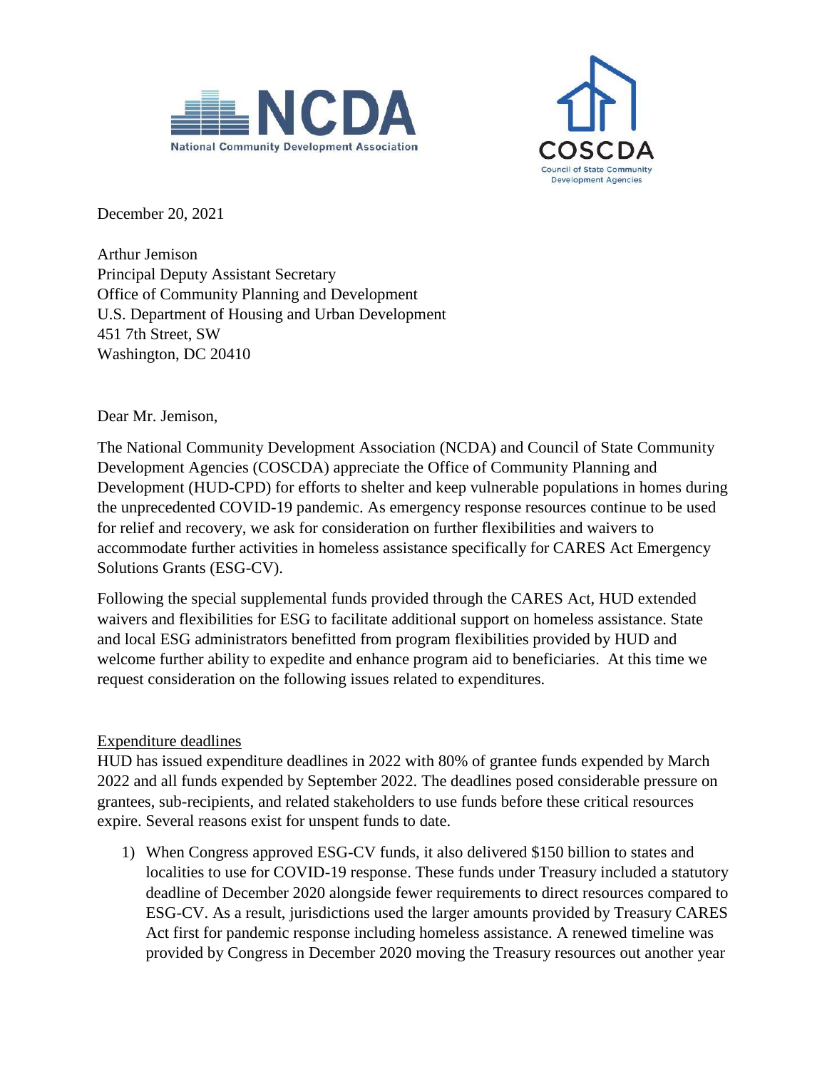National Community Development Association

COSCDA
Council of State Community Development Agencies

December 20, 2021

Arthur Jemison
Principal Deputy Assistant Secretary
Office of Community Planning and Development
U.S. Department of Housing and Urban Development
451 7th Street, SW
Washington, DC 20410

Dear Mr. Jemison,

The National Community Development Association (NCDA) and Council of State Community Development Agencies (COSCDA) appreciate the Office of Community Planning and Development (HUD-CPD) for efforts to shelter and keep vulnerable populations in homes during the unprecedented COVID-19 pandemic. As emergency response resources continue to be used for relief and recovery, we ask for consideration on further flexibilities and waivers to accommodate further activities in homeless assistance specifically for CARES Act Emergency Solutions Grants (ESG-CV).

Following the special supplemental funds provided through the CARES Act, HUD extended waivers and flexibilities for ESG to facilitate additional support on homeless assistance. State and local ESG administrators benefitted from program flexibilities provided by HUD and welcome further ability to expedite and enhance program aid to beneficiaries. At this time we request consideration on the following issues related to expenditures.

<u>Expenditure deadlines</u>

HUD has issued expenditure deadlines in 2022 with 80% of grantee funds expended by March 2022 and all funds expended by September 2022. The deadlines posed considerable pressure on grantees, sub-recipients, and related stakeholders to use funds before these critical resources expire. Several reasons exist for unspent funds to date.

1) When Congress approved ESG-CV funds, it also delivered $150 billion to states and localities to use for COVID-19 response. These funds under Treasury included a statutory deadline of December 2020 alongside fewer requirements to direct resources compared to ESG-CV. As a result, jurisdictions used the larger amounts provided by Treasury CARES Act first for pandemic response including homeless assistance. A renewed timeline was provided by Congress in December 2020 moving the Treasury resources out another year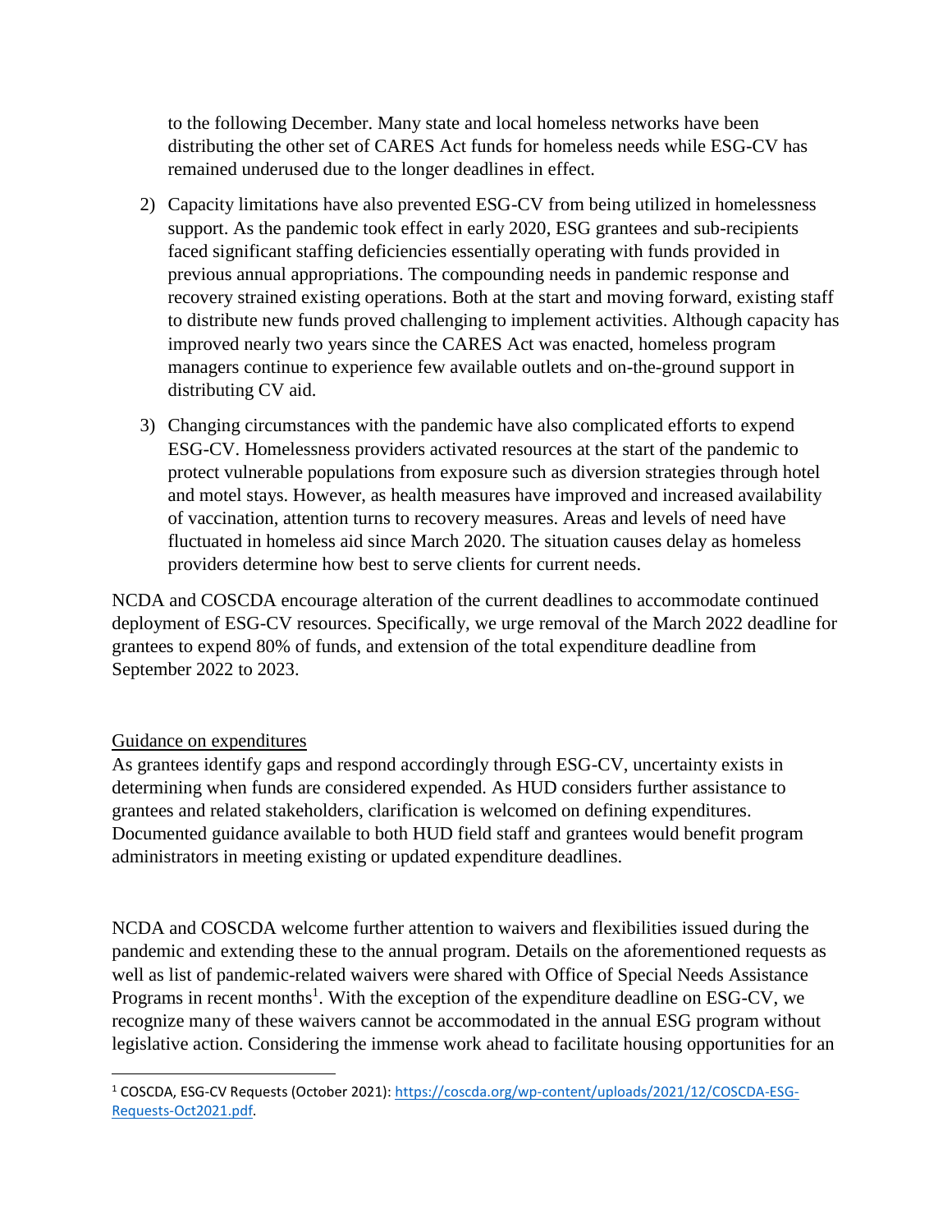to the following December. Many state and local homeless networks have been distributing the other set of CARES Act funds for homeless needs while ESG-CV has remained underused due to the longer deadlines in effect.

2) Capacity limitations have also prevented ESG-CV from being utilized in homelessness support. As the pandemic took effect in early 2020, ESG grantees and sub-recipients faced significant staffing deficiencies essentially operating with funds provided in previous annual appropriations. The compounding needs in pandemic response and recovery strained existing operations. Both at the start and moving forward, existing staff to distribute new funds proved challenging to implement activities. Although capacity has improved nearly two years since the CARES Act was enacted, homeless program managers continue to experience few available outlets and on-the-ground support in distributing CV aid.

3) Changing circumstances with the pandemic have also complicated efforts to expend ESG-CV. Homelessness providers activated resources at the start of the pandemic to protect vulnerable populations from exposure such as diversion strategies through hotel and motel stays. However, as health measures have improved and increased availability of vaccination, attention turns to recovery measures. Areas and levels of need have fluctuated in homeless aid since March 2020. The situation causes delay as homeless providers determine how best to serve clients for current needs.

NCDA and COSCDA encourage alteration of the current deadlines to accommodate continued deployment of ESG-CV resources. Specifically, we urge removal of the March 2022 deadline for grantees to expend 80% of funds, and extension of the total expenditure deadline from September 2022 to 2023.

<u>Guidance on expenditures</u>

As grantees identify gaps and respond accordingly through ESG-CV, uncertainty exists in determining when funds are considered expended. As HUD considers further assistance to grantees and related stakeholders, clarification is welcomed on defining expenditures. Documented guidance available to both HUD field staff and grantees would benefit program administrators in meeting existing or updated expenditure deadlines.

NCDA and COSCDA welcome further attention to waivers and flexibilities issued during the pandemic and extending these to the annual program. Details on the aforementioned requests as well as list of pandemic-related waivers were shared with Office of Special Needs Assistance Programs in recent months[1]. With the exception of the expenditure deadline on ESG-CV, we recognize many of these waivers cannot be accommodated in the annual ESG program without legislative action. Considering the immense work ahead to facilitate housing opportunities for an

[1] COSCDA, ESG-CV Requests (October 2021): https://coscda.org/wp-content/uploads/2021/12/COSCDA-ESG-Requests-Oct2021.pdf.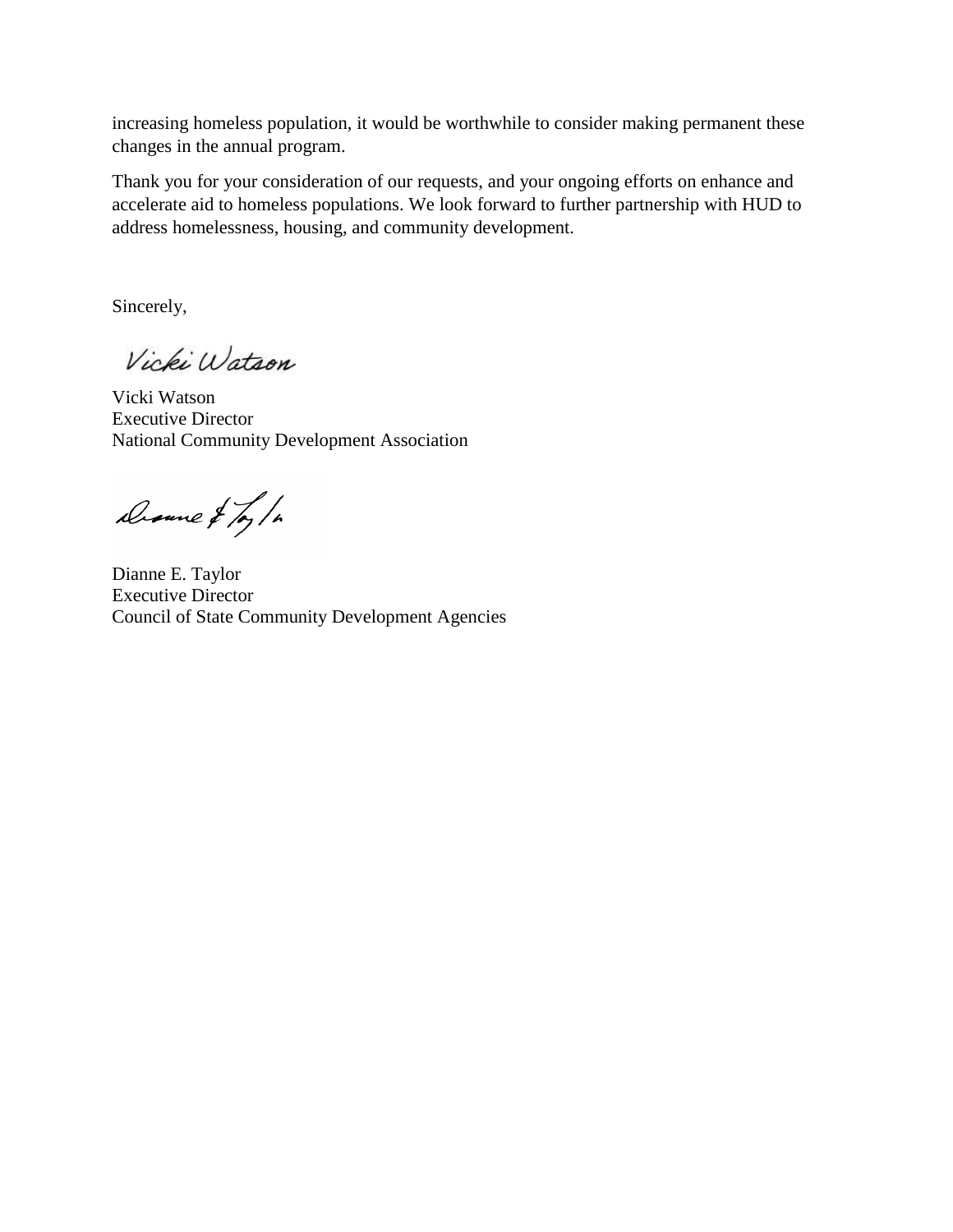increasing homeless population, it would be worthwhile to consider making permanent these changes in the annual program.

Thank you for your consideration of our requests, and your ongoing efforts on enhance and accelerate aid to homeless populations. We look forward to further partnership with HUD to address homelessness, housing, and community development.

Sincerely,

Vicki Watson

Vicki Watson
Executive Director
National Community Development Association

Dianne E. Taylor

Dianne E. Taylor
Executive Director
Council of State Community Development Agencies